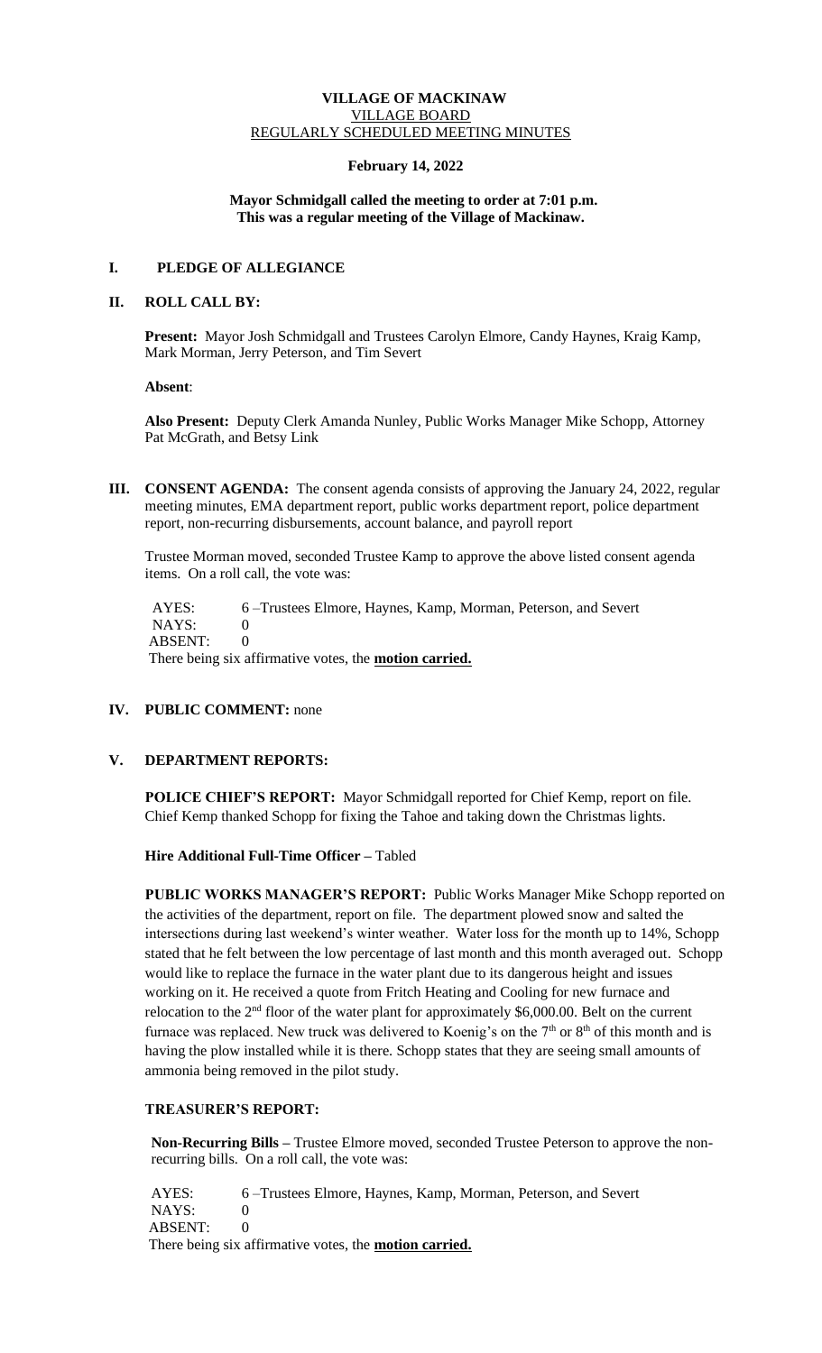# VILLAGE OF MACKINAW

## VILLAGE BOARD

## REGULARLY SCHEDULED MEETING MINUTES

**February 14, 2022**

**Mayor Schmidgall called the meeting to order at 7:01 p.m.**
**This was a regular meeting of the Village of Mackinaw.**

## I. PLEDGE OF ALLEGIANCE

## II. ROLL CALL BY:

**Present:** Mayor Josh Schmidgall and Trustees Carolyn Elmore, Candy Haynes, Kraig Kamp, Mark Morman, Jerry Peterson, and Tim Severt

**Absent**:

**Also Present:** Deputy Clerk Amanda Nunley, Public Works Manager Mike Schopp, Attorney Pat McGrath, and Betsy Link

## III. CONSENT AGENDA:

The consent agenda consists of approving the January 24, 2022, regular meeting minutes, EMA department report, public works department report, police department report, non-recurring disbursements, account balance, and payroll report

Trustee Morman moved, seconded Trustee Kamp to approve the above listed consent agenda items. On a roll call, the vote was:

AYES: 6 –Trustees Elmore, Haynes, Kamp, Morman, Peterson, and Severt
NAYS: 0
ABSENT: 0
There being six affirmative votes, the **motion carried.**

## IV. PUBLIC COMMENT: none

## V. DEPARTMENT REPORTS:

**POLICE CHIEF'S REPORT:** Mayor Schmidgall reported for Chief Kemp, report on file. Chief Kemp thanked Schopp for fixing the Tahoe and taking down the Christmas lights.

**Hire Additional Full-Time Officer –** Tabled

**PUBLIC WORKS MANAGER'S REPORT:** Public Works Manager Mike Schopp reported on the activities of the department, report on file. The department plowed snow and salted the intersections during last weekend's winter weather. Water loss for the month up to 14%, Schopp stated that he felt between the low percentage of last month and this month averaged out. Schopp would like to replace the furnace in the water plant due to its dangerous height and issues working on it. He received a quote from Fritch Heating and Cooling for new furnace and relocation to the 2nd floor of the water plant for approximately $6,000.00. Belt on the current furnace was replaced. New truck was delivered to Koenig's on the 7th or 8th of this month and is having the plow installed while it is there. Schopp states that they are seeing small amounts of ammonia being removed in the pilot study.

**TREASURER'S REPORT:**

**Non-Recurring Bills –** Trustee Elmore moved, seconded Trustee Peterson to approve the non-recurring bills. On a roll call, the vote was:

AYES: 6 –Trustees Elmore, Haynes, Kamp, Morman, Peterson, and Severt
NAYS: 0
ABSENT: 0
There being six affirmative votes, the **motion carried.**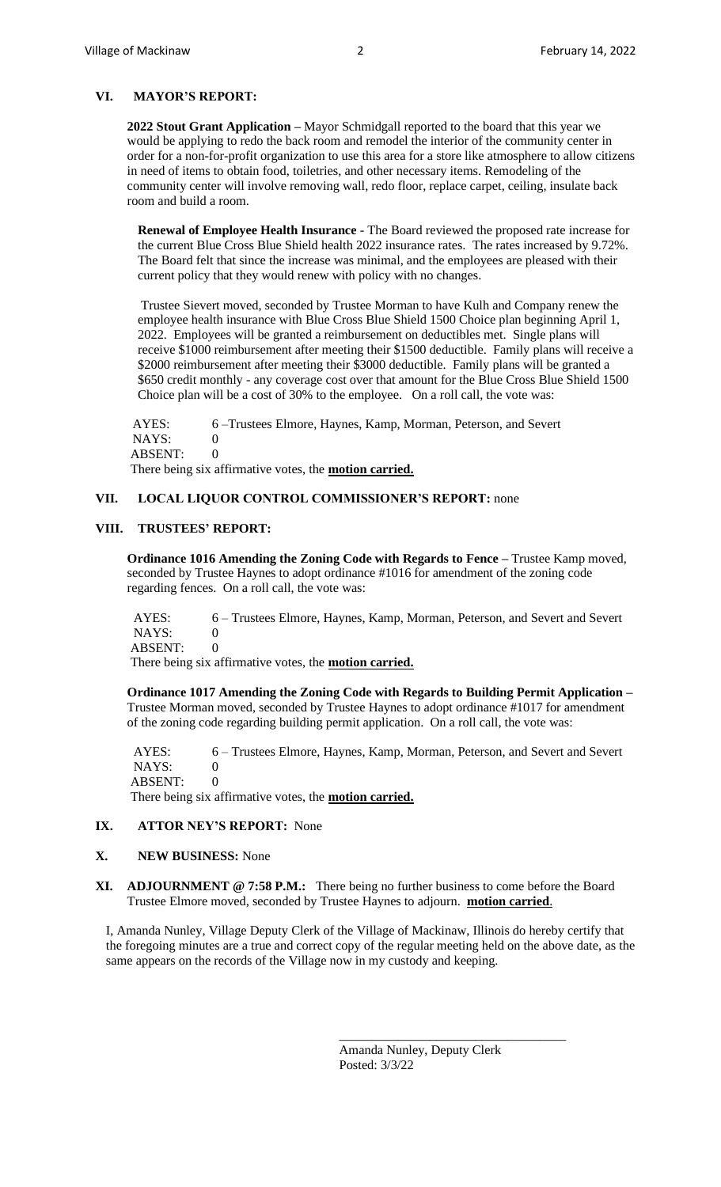## VI. MAYOR'S REPORT:

**2022 Stout Grant Application –** Mayor Schmidgall reported to the board that this year we would be applying to redo the back room and remodel the interior of the community center in order for a non-for-profit organization to use this area for a store like atmosphere to allow citizens in need of items to obtain food, toiletries, and other necessary items. Remodeling of the community center will involve removing wall, redo floor, replace carpet, ceiling, insulate back room and build a room.

**Renewal of Employee Health Insurance** - The Board reviewed the proposed rate increase for the current Blue Cross Blue Shield health 2022 insurance rates. The rates increased by 9.72%. The Board felt that since the increase was minimal, and the employees are pleased with their current policy that they would renew with policy with no changes.

Trustee Sievert moved, seconded by Trustee Morman to have Kulh and Company renew the employee health insurance with Blue Cross Blue Shield 1500 Choice plan beginning April 1, 2022. Employees will be granted a reimbursement on deductibles met. Single plans will receive $1000 reimbursement after meeting their $1500 deductible. Family plans will receive a $2000 reimbursement after meeting their $3000 deductible. Family plans will be granted a $650 credit monthly - any coverage cost over that amount for the Blue Cross Blue Shield 1500 Choice plan will be a cost of 30% to the employee. On a roll call, the vote was:

| | |
|---|---|
| AYES: | 6 –Trustees Elmore, Haynes, Kamp, Morman, Peterson, and Severt |
| NAYS: | 0 |
| ABSENT: | 0 |

There being six affirmative votes, the **motion carried.**

## VII. LOCAL LIQUOR CONTROL COMMISSIONER'S REPORT: none

## VIII. TRUSTEES' REPORT:

**Ordinance 1016 Amending the Zoning Code with Regards to Fence –** Trustee Kamp moved, seconded by Trustee Haynes to adopt ordinance #1016 for amendment of the zoning code regarding fences. On a roll call, the vote was:

| | |
|---|---|
| AYES: | 6 – Trustees Elmore, Haynes, Kamp, Morman, Peterson, and Severt and Severt |
| NAYS: | 0 |
| ABSENT: | 0 |

There being six affirmative votes, the **motion carried.**

**Ordinance 1017 Amending the Zoning Code with Regards to Building Permit Application –** Trustee Morman moved, seconded by Trustee Haynes to adopt ordinance #1017 for amendment of the zoning code regarding building permit application. On a roll call, the vote was:

| | |
|---|---|
| AYES: | 6 – Trustees Elmore, Haynes, Kamp, Morman, Peterson, and Severt and Severt |
| NAYS: | 0 |
| ABSENT: | 0 |

There being six affirmative votes, the **motion carried.**

## IX. ATTOR NEY'S REPORT: None

## X. NEW BUSINESS: None

## XI. ADJOURNMENT @ 7:58 P.M.:

There being no further business to come before the Board Trustee Elmore moved, seconded by Trustee Haynes to adjourn. **motion carried**.

I, Amanda Nunley, Village Deputy Clerk of the Village of Mackinaw, Illinois do hereby certify that the foregoing minutes are a true and correct copy of the regular meeting held on the above date, as the same appears on the records of the Village now in my custody and keeping.

\_\_\_\_\_\_\_\_\_\_\_\_\_\_\_\_\_\_\_\_\_\_\_\_\_\_\_\_\_\_\_\_\_\_

Amanda Nunley, Deputy Clerk
Posted: 3/3/22